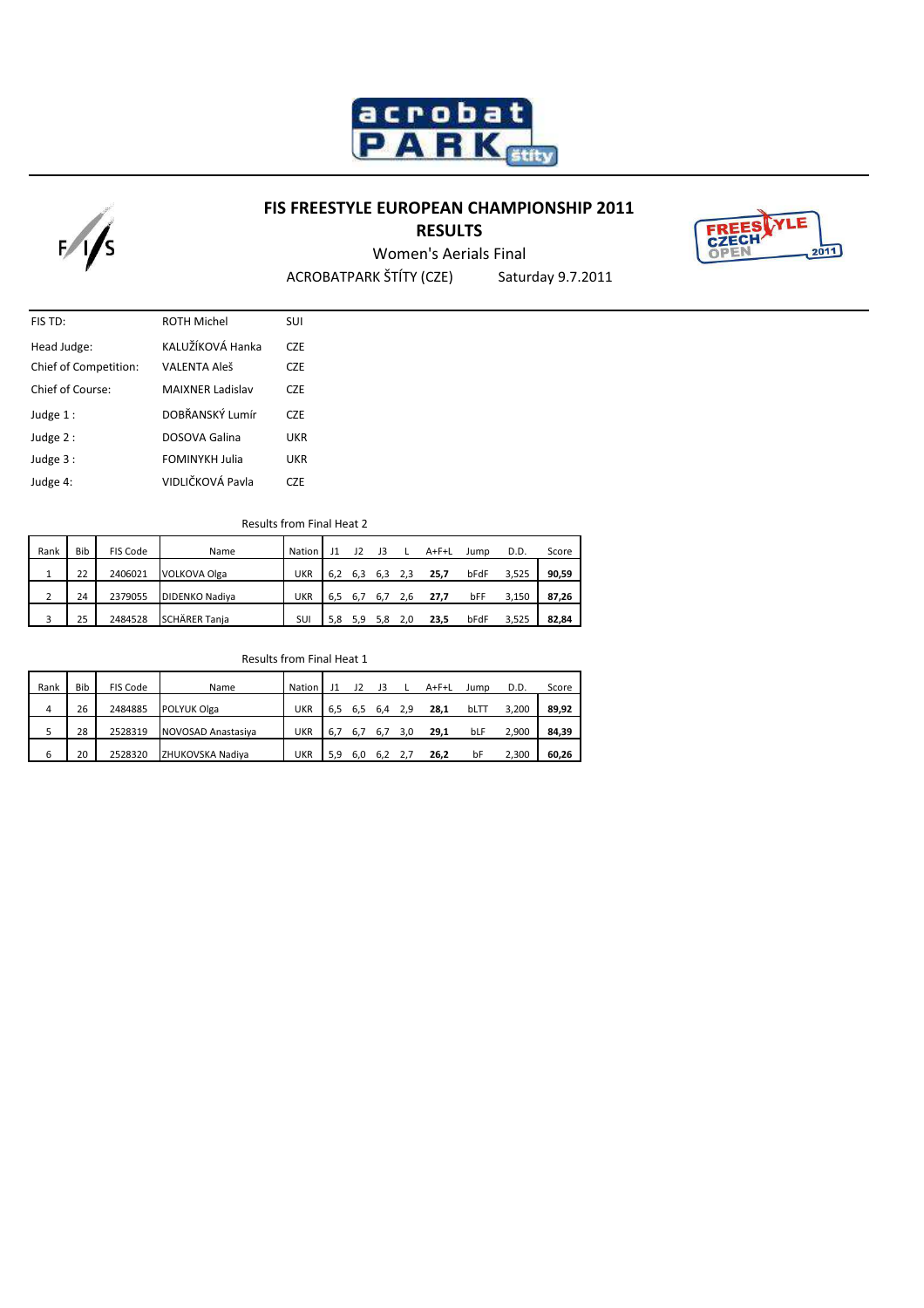# FIS FREESTYLE EUROPEAN CHAMPIONSHIP 2011

## RESULTS

Women's Aerials Final

ACROBATPARK ŠTÍTY (CZE) Saturday 9.7.2011

| | | |
|---|---|---|
| FIS TD: | ROTH Michel | SUI |
| Head Judge: | KALUŽÍKOVÁ Hanka | CZE |
| Chief of Competition: | VALENTA Aleš | CZE |
| Chief of Course: | MAIXNER Ladislav | CZE |
| Judge 1 : | DOBŘANSKÝ Lumír | CZE |
| Judge 2 : | DOSOVA Galina | UKR |
| Judge 3 : | FOMINYKH Julia | UKR |
| Judge 4: | VIDLIČKOVÁ Pavla | CZE |

Results from Final Heat 2

| Rank | Bib | FIS Code | Name | Nation | J1 | J2 | J3 | L | A+F+L | Jump | D.D. | Score |
|---|---|---|---|---|---|---|---|---|---|---|---|---|
| 1 | 22 | 2406021 | VOLKOVA Olga | UKR | 6,2 | 6,3 | 6,3 | 2,3 | **25,7** | bFdF | 3,525 | **90,59** |
| 2 | 24 | 2379055 | DIDENKO Nadiya | UKR | 6,5 | 6,7 | 6,7 | 2,6 | **27,7** | bFF | 3,150 | **87,26** |
| 3 | 25 | 2484528 | SCHÄRER Tanja | SUI | 5,8 | 5,9 | 5,8 | 2,0 | **23,5** | bFdF | 3,525 | **82,84** |

Results from Final Heat 1

| Rank | Bib | FIS Code | Name | Nation | J1 | J2 | J3 | L | A+F+L | Jump | D.D. | Score |
|---|---|---|---|---|---|---|---|---|---|---|---|---|
| 4 | 26 | 2484885 | POLYUK Olga | UKR | 6,5 | 6,5 | 6,4 | 2,9 | **28,1** | bLTT | 3,200 | **89,92** |
| 5 | 28 | 2528319 | NOVOSAD Anastasiya | UKR | 6,7 | 6,7 | 6,7 | 3,0 | **29,1** | bLF | 2,900 | **84,39** |
| 6 | 20 | 2528320 | ZHUKOVSKA Nadiya | UKR | 5,9 | 6,0 | 6,2 | 2,7 | **26,2** | bF | 2,300 | **60,26** |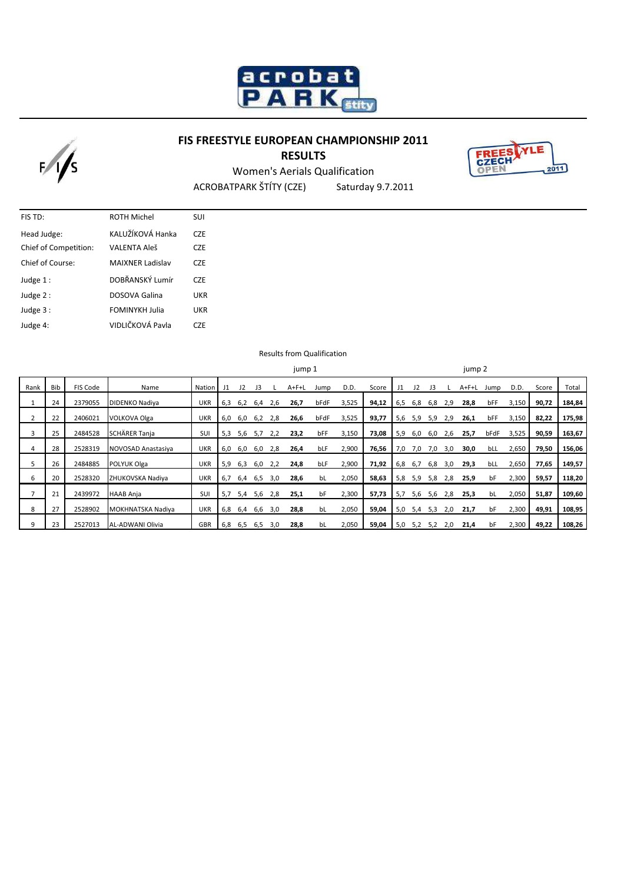# FIS FREESTYLE EUROPEAN CHAMPIONSHIP 2011

## RESULTS

Women's Aerials Qualification

ACROBATPARK ŠTÍTY (CZE) Saturday 9.7.2011

| | | |
|---|---|---|
| FIS TD: | ROTH Michel | SUI |
| Head Judge: | KALUŽÍKOVÁ Hanka | CZE |
| Chief of Competition: | VALENTA Aleš | CZE |
| Chief of Course: | MAIXNER Ladislav | CZE |
| Judge 1 : | DOBŘANSKÝ Lumír | CZE |
| Judge 2 : | DOSOVA Galina | UKR |
| Judge 3 : | FOMINYKH Julia | UKR |
| Judge 4: | VIDLIČKOVÁ Pavla | CZE |

Results from Qualification

| | | | | | jump 1 | | | | | | | | | jump 2 | | | | | | | | | |
|---|---|---|---|---|---|---|---|---|---|---|---|---|---|---|---|---|---|---|---|---|---|---|---|
| Rank | Bib | FIS Code | Name | Nation | J1 | J2 | J3 | L | A+F+L | Jump | D.D. | Score | J1 | J2 | J3 | L | A+F+L | Jump | D.D. | Score | Total |
| 1 | 24 | 2379055 | DIDENKO Nadiya | UKR | 6,3 | 6,2 | 6,4 | 2,6 | **26,7** | bFdF | 3,525 | **94,12** | 6,5 | 6,8 | 6,8 | 2,9 | **28,8** | bFF | 3,150 | **90,72** | **184,84** |
| 2 | 22 | 2406021 | VOLKOVA Olga | UKR | 6,0 | 6,0 | 6,2 | 2,8 | **26,6** | bFdF | 3,525 | **93,77** | 5,6 | 5,9 | 5,9 | 2,9 | **26,1** | bFF | 3,150 | **82,22** | **175,98** |
| 3 | 25 | 2484528 | SCHÄRER Tanja | SUI | 5,3 | 5,6 | 5,7 | 2,2 | **23,2** | bFF | 3,150 | **73,08** | 5,9 | 6,0 | 6,0 | 2,6 | **25,7** | bFdF | 3,525 | **90,59** | **163,67** |
| 4 | 28 | 2528319 | NOVOSAD Anastasiya | UKR | 6,0 | 6,0 | 6,0 | 2,8 | **26,4** | bLF | 2,900 | **76,56** | 7,0 | 7,0 | 7,0 | 3,0 | **30,0** | bLL | 2,650 | **79,50** | **156,06** |
| 5 | 26 | 2484885 | POLYUK Olga | UKR | 5,9 | 6,3 | 6,0 | 2,2 | **24,8** | bLF | 2,900 | **71,92** | 6,8 | 6,7 | 6,8 | 3,0 | **29,3** | bLL | 2,650 | **77,65** | **149,57** |
| 6 | 20 | 2528320 | ZHUKOVSKA Nadiya | UKR | 6,7 | 6,4 | 6,5 | 3,0 | **28,6** | bL | 2,050 | **58,63** | 5,8 | 5,9 | 5,8 | 2,8 | **25,9** | bF | 2,300 | **59,57** | **118,20** |
| 7 | 21 | 2439972 | HAAB Anja | SUI | 5,7 | 5,4 | 5,6 | 2,8 | **25,1** | bF | 2,300 | **57,73** | 5,7 | 5,6 | 5,6 | 2,8 | **25,3** | bL | 2,050 | **51,87** | **109,60** |
| 8 | 27 | 2528902 | MOKHNATSKA Nadiya | UKR | 6,8 | 6,4 | 6,6 | 3,0 | **28,8** | bL | 2,050 | **59,04** | 5,0 | 5,4 | 5,3 | 2,0 | **21,7** | bF | 2,300 | **49,91** | **108,95** |
| 9 | 23 | 2527013 | AL-ADWANI Olivia | GBR | 6,8 | 6,5 | 6,5 | 3,0 | **28,8** | bL | 2,050 | **59,04** | 5,0 | 5,2 | 5,2 | 2,0 | **21,4** | bF | 2,300 | **49,22** | **108,26** |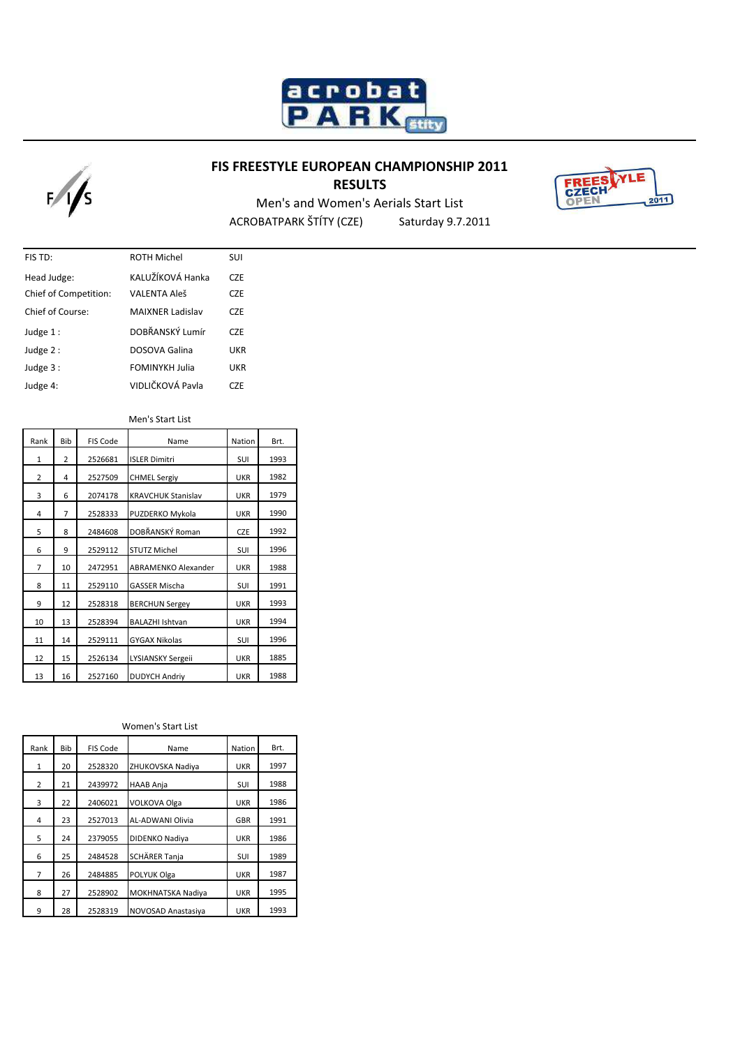# FIS FREESTYLE EUROPEAN CHAMPIONSHIP 2011

## RESULTS

Men's and Women's Aerials Start List

ACROBATPARK ŠTÍTY (CZE) Saturday 9.7.2011

| | | |
|---|---|---|
| FIS TD: | ROTH Michel | SUI |
| Head Judge: | KALUŽÍKOVÁ Hanka | CZE |
| Chief of Competition: | VALENTA Aleš | CZE |
| Chief of Course: | MAIXNER Ladislav | CZE |
| Judge 1 : | DOBŘANSKÝ Lumír | CZE |
| Judge 2 : | DOSOVA Galina | UKR |
| Judge 3 : | FOMINYKH Julia | UKR |
| Judge 4: | VIDLIČKOVÁ Pavla | CZE |

Men's Start List

| Rank | Bib | FIS Code | Name | Nation | Brt. |
|---|---|---|---|---|---|
| 1 | 2 | 2526681 | ISLER Dimitri | SUI | 1993 |
| 2 | 4 | 2527509 | CHMEL Sergiy | UKR | 1982 |
| 3 | 6 | 2074178 | KRAVCHUK Stanislav | UKR | 1979 |
| 4 | 7 | 2528333 | PUZDERKO Mykola | UKR | 1990 |
| 5 | 8 | 2484608 | DOBŘANSKÝ Roman | CZE | 1992 |
| 6 | 9 | 2529112 | STUTZ Michel | SUI | 1996 |
| 7 | 10 | 2472951 | ABRAMENKO Alexander | UKR | 1988 |
| 8 | 11 | 2529110 | GASSER Mischa | SUI | 1991 |
| 9 | 12 | 2528318 | BERCHUN Sergey | UKR | 1993 |
| 10 | 13 | 2528394 | BALAZHI Ishtvan | UKR | 1994 |
| 11 | 14 | 2529111 | GYGAX Nikolas | SUI | 1996 |
| 12 | 15 | 2526134 | LYSIANSKY Sergeii | UKR | 1885 |
| 13 | 16 | 2527160 | DUDYCH Andriy | UKR | 1988 |

Women's Start List

| Rank | Bib | FIS Code | Name | Nation | Brt. |
|---|---|---|---|---|---|
| 1 | 20 | 2528320 | ZHUKOVSKA Nadiya | UKR | 1997 |
| 2 | 21 | 2439972 | HAAB Anja | SUI | 1988 |
| 3 | 22 | 2406021 | VOLKOVA Olga | UKR | 1986 |
| 4 | 23 | 2527013 | AL-ADWANI Olivia | GBR | 1991 |
| 5 | 24 | 2379055 | DIDENKO Nadiya | UKR | 1986 |
| 6 | 25 | 2484528 | SCHÄRER Tanja | SUI | 1989 |
| 7 | 26 | 2484885 | POLYUK Olga | UKR | 1987 |
| 8 | 27 | 2528902 | MOKHNATSKA Nadiya | UKR | 1995 |
| 9 | 28 | 2528319 | NOVOSAD Anastasiya | UKR | 1993 |